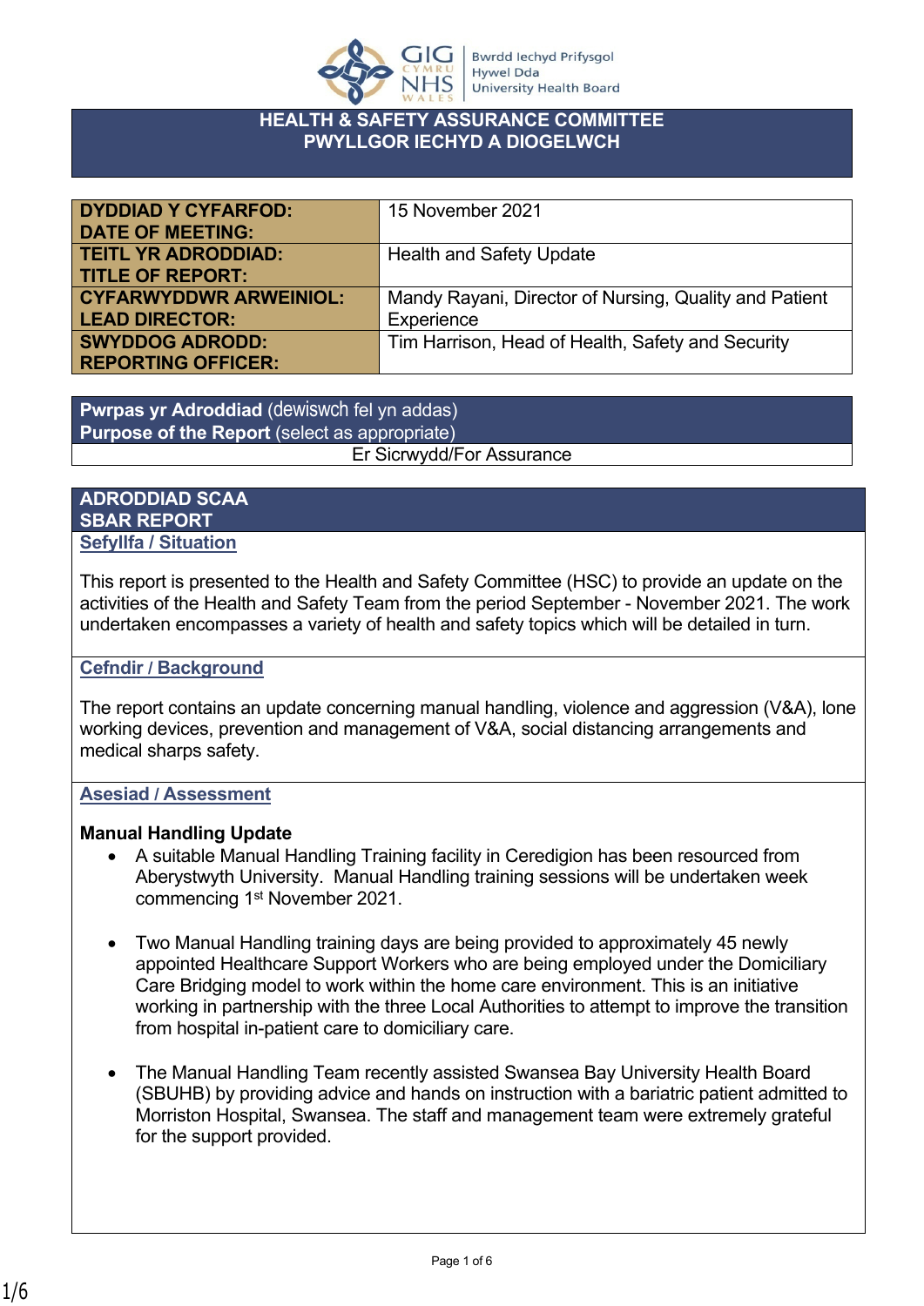# HEALTH & SAFETY ASSURANCE COMMITTEE
# PWYLLGOR IECHYD A DIOGELWCH

| | |
|---|---|
| **DYDDIAD Y CYFARFOD: DATE OF MEETING:** | 15 November 2021 |
| **TEITL YR ADRODDIAD: TITLE OF REPORT:** | Health and Safety Update |
| **CYFARWYDDWR ARWEINIOL: LEAD DIRECTOR:** | Mandy Rayani, Director of Nursing, Quality and Patient Experience |
| **SWYDDOG ADRODD: REPORTING OFFICER:** | Tim Harrison, Head of Health, Safety and Security |

| **Pwrpas yr Adroddiad** (dewiswch fel yn addas) **Purpose of the Report** (select as appropriate) |
|---|
| Er Sicrwydd/For Assurance |

## ADRODDIAD SCAA
## SBAR REPORT

### Sefyllfa / Situation

This report is presented to the Health and Safety Committee (HSC) to provide an update on the activities of the Health and Safety Team from the period September - November 2021. The work undertaken encompasses a variety of health and safety topics which will be detailed in turn.

### Cefndir / Background

The report contains an update concerning manual handling, violence and aggression (V&A), lone working devices, prevention and management of V&A, social distancing arrangements and medical sharps safety.

### Asesiad / Assessment

**Manual Handling Update**

- A suitable Manual Handling Training facility in Ceredigion has been resourced from Aberystwyth University. Manual Handling training sessions will be undertaken week commencing 1st November 2021.

- Two Manual Handling training days are being provided to approximately 45 newly appointed Healthcare Support Workers who are being employed under the Domiciliary Care Bridging model to work within the home care environment. This is an initiative working in partnership with the three Local Authorities to attempt to improve the transition from hospital in-patient care to domiciliary care.

- The Manual Handling Team recently assisted Swansea Bay University Health Board (SBUHB) by providing advice and hands on instruction with a bariatric patient admitted to Morriston Hospital, Swansea. The staff and management team were extremely grateful for the support provided.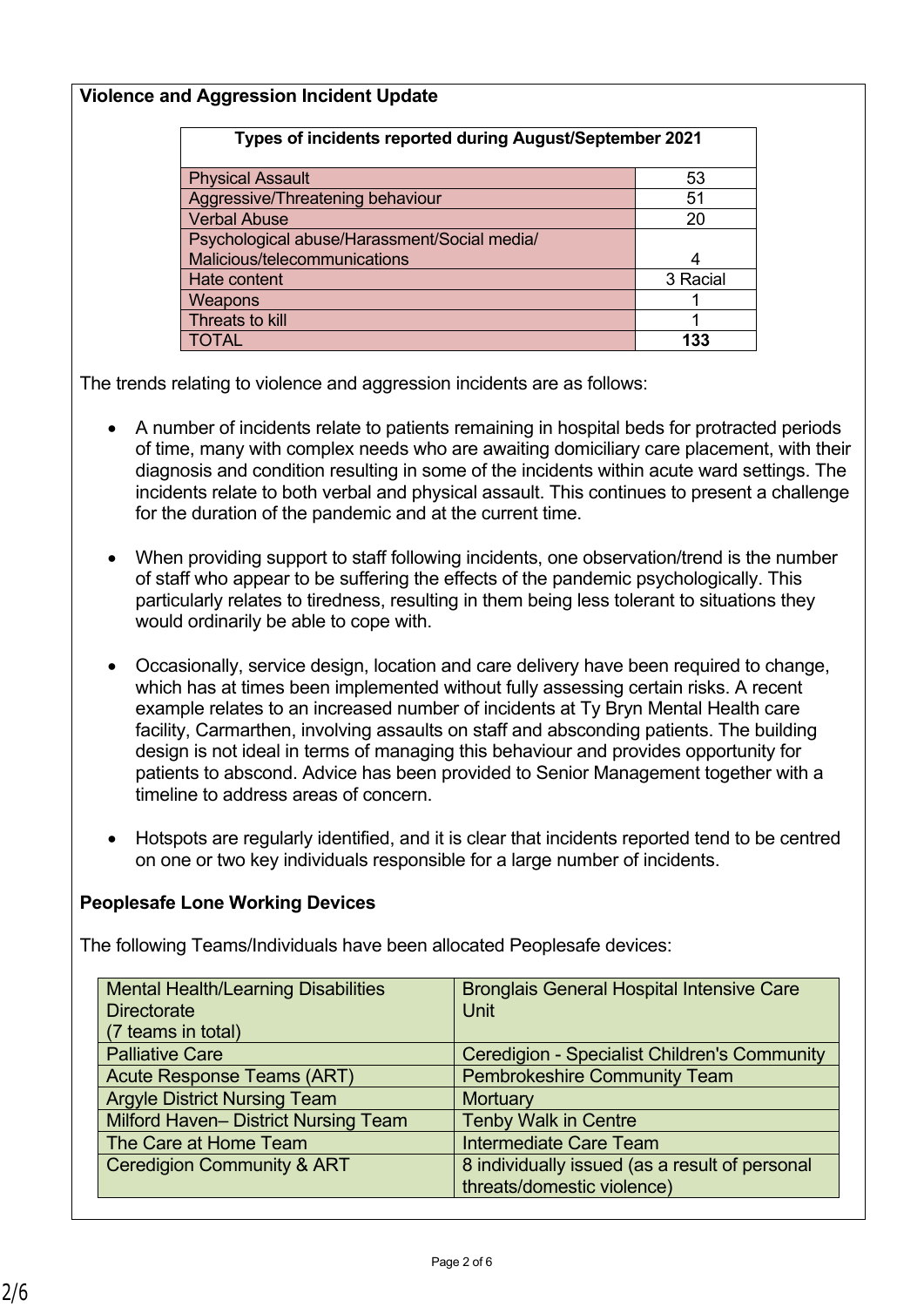**Violence and Aggression Incident Update**

| Types of incidents reported during August/September 2021 | |
|---|---|
| Physical Assault | 53 |
| Aggressive/Threatening behaviour | 51 |
| Verbal Abuse | 20 |
| Psychological abuse/Harassment/Social media/ Malicious/telecommunications | 4 |
| Hate content | 3 Racial |
| Weapons | 1 |
| Threats to kill | 1 |
| TOTAL | **133** |

The trends relating to violence and aggression incidents are as follows:

- A number of incidents relate to patients remaining in hospital beds for protracted periods of time, many with complex needs who are awaiting domiciliary care placement, with their diagnosis and condition resulting in some of the incidents within acute ward settings. The incidents relate to both verbal and physical assault. This continues to present a challenge for the duration of the pandemic and at the current time.

- When providing support to staff following incidents, one observation/trend is the number of staff who appear to be suffering the effects of the pandemic psychologically. This particularly relates to tiredness, resulting in them being less tolerant to situations they would ordinarily be able to cope with.

- Occasionally, service design, location and care delivery have been required to change, which has at times been implemented without fully assessing certain risks. A recent example relates to an increased number of incidents at Ty Bryn Mental Health care facility, Carmarthen, involving assaults on staff and absconding patients. The building design is not ideal in terms of managing this behaviour and provides opportunity for patients to abscond. Advice has been provided to Senior Management together with a timeline to address areas of concern.

- Hotspots are regularly identified, and it is clear that incidents reported tend to be centred on one or two key individuals responsible for a large number of incidents.

**Peoplesafe Lone Working Devices**

The following Teams/Individuals have been allocated Peoplesafe devices:

| | |
|---|---|
| Mental Health/Learning Disabilities Directorate (7 teams in total) | Bronglais General Hospital Intensive Care Unit |
| Palliative Care | Ceredigion - Specialist Children's Community |
| Acute Response Teams (ART) | Pembrokeshire Community Team |
| Argyle District Nursing Team | Mortuary |
| Milford Haven– District Nursing Team | Tenby Walk in Centre |
| The Care at Home Team | Intermediate Care Team |
| Ceredigion Community & ART | 8 individually issued (as a result of personal threats/domestic violence) |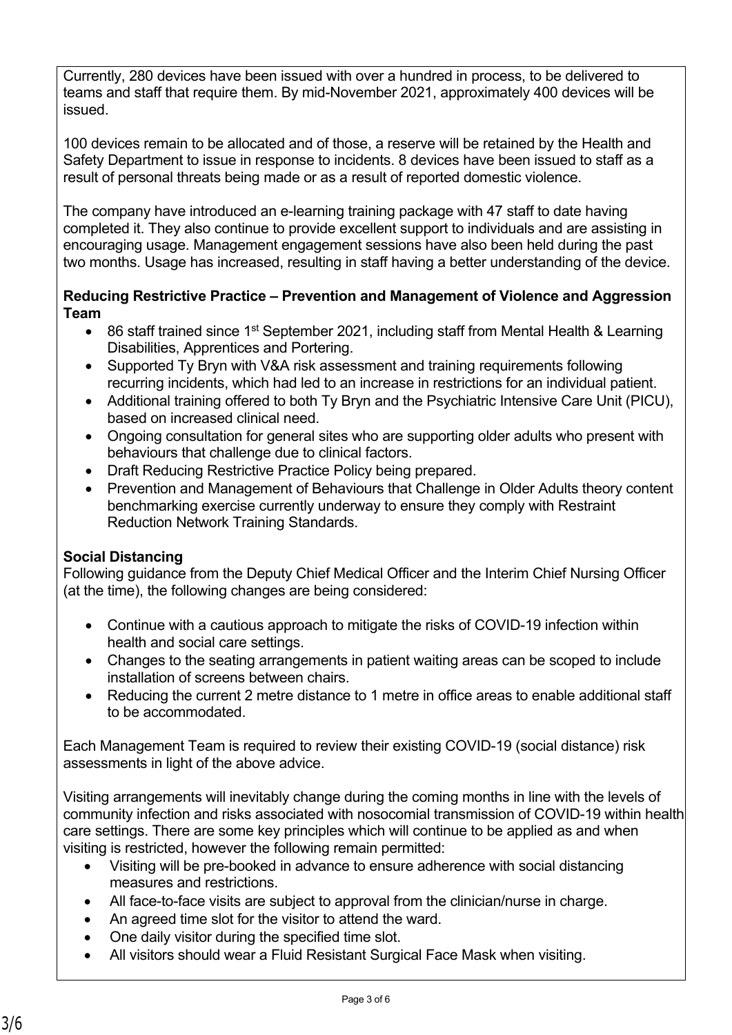Currently, 280 devices have been issued with over a hundred in process, to be delivered to teams and staff that require them. By mid-November 2021, approximately 400 devices will be issued.

100 devices remain to be allocated and of those, a reserve will be retained by the Health and Safety Department to issue in response to incidents. 8 devices have been issued to staff as a result of personal threats being made or as a result of reported domestic violence.

The company have introduced an e-learning training package with 47 staff to date having completed it. They also continue to provide excellent support to individuals and are assisting in encouraging usage. Management engagement sessions have also been held during the past two months. Usage has increased, resulting in staff having a better understanding of the device.

**Reducing Restrictive Practice – Prevention and Management of Violence and Aggression Team**

- 86 staff trained since 1st September 2021, including staff from Mental Health & Learning Disabilities, Apprentices and Portering.
- Supported Ty Bryn with V&A risk assessment and training requirements following recurring incidents, which had led to an increase in restrictions for an individual patient.
- Additional training offered to both Ty Bryn and the Psychiatric Intensive Care Unit (PICU), based on increased clinical need.
- Ongoing consultation for general sites who are supporting older adults who present with behaviours that challenge due to clinical factors.
- Draft Reducing Restrictive Practice Policy being prepared.
- Prevention and Management of Behaviours that Challenge in Older Adults theory content benchmarking exercise currently underway to ensure they comply with Restraint Reduction Network Training Standards.

**Social Distancing**

Following guidance from the Deputy Chief Medical Officer and the Interim Chief Nursing Officer (at the time), the following changes are being considered:

- Continue with a cautious approach to mitigate the risks of COVID-19 infection within health and social care settings.
- Changes to the seating arrangements in patient waiting areas can be scoped to include installation of screens between chairs.
- Reducing the current 2 metre distance to 1 metre in office areas to enable additional staff to be accommodated.

Each Management Team is required to review their existing COVID-19 (social distance) risk assessments in light of the above advice.

Visiting arrangements will inevitably change during the coming months in line with the levels of community infection and risks associated with nosocomial transmission of COVID-19 within health care settings. There are some key principles which will continue to be applied as and when visiting is restricted, however the following remain permitted:

- Visiting will be pre-booked in advance to ensure adherence with social distancing measures and restrictions.
- All face-to-face visits are subject to approval from the clinician/nurse in charge.
- An agreed time slot for the visitor to attend the ward.
- One daily visitor during the specified time slot.
- All visitors should wear a Fluid Resistant Surgical Face Mask when visiting.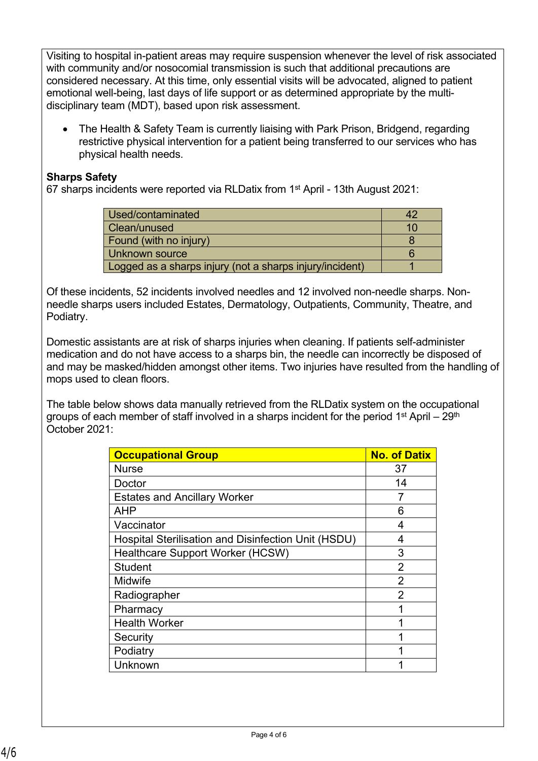Visiting to hospital in-patient areas may require suspension whenever the level of risk associated with community and/or nosocomial transmission is such that additional precautions are considered necessary. At this time, only essential visits will be advocated, aligned to patient emotional well-being, last days of life support or as determined appropriate by the multi-disciplinary team (MDT), based upon risk assessment.

- The Health & Safety Team is currently liaising with Park Prison, Bridgend, regarding restrictive physical intervention for a patient being transferred to our services who has physical health needs.

**Sharps Safety**

67 sharps incidents were reported via RLDatix from 1st April - 13th August 2021:

| | |
|---|---|
| Used/contaminated | 42 |
| Clean/unused | 10 |
| Found (with no injury) | 8 |
| Unknown source | 6 |
| Logged as a sharps injury (not a sharps injury/incident) | 1 |

Of these incidents, 52 incidents involved needles and 12 involved non-needle sharps. Non-needle sharps users included Estates, Dermatology, Outpatients, Community, Theatre, and Podiatry.

Domestic assistants are at risk of sharps injuries when cleaning. If patients self-administer medication and do not have access to a sharps bin, the needle can incorrectly be disposed of and may be masked/hidden amongst other items. Two injuries have resulted from the handling of mops used to clean floors.

The table below shows data manually retrieved from the RLDatix system on the occupational groups of each member of staff involved in a sharps incident for the period 1st April – 29th October 2021:

| Occupational Group | No. of Datix |
|---|---|
| Nurse | 37 |
| Doctor | 14 |
| Estates and Ancillary Worker | 7 |
| AHP | 6 |
| Vaccinator | 4 |
| Hospital Sterilisation and Disinfection Unit (HSDU) | 4 |
| Healthcare Support Worker (HCSW) | 3 |
| Student | 2 |
| Midwife | 2 |
| Radiographer | 2 |
| Pharmacy | 1 |
| Health Worker | 1 |
| Security | 1 |
| Podiatry | 1 |
| Unknown | 1 |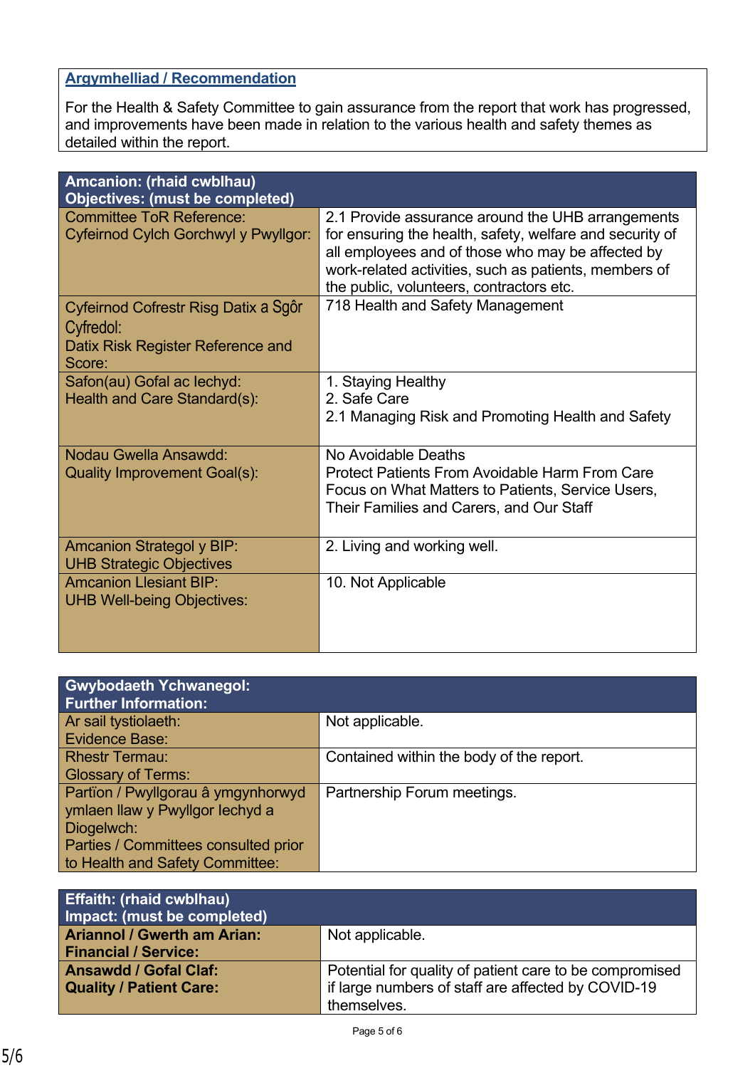## Argymhelliad / Recommendation

For the Health & Safety Committee to gain assurance from the report that work has progressed, and improvements have been made in relation to the various health and safety themes as detailed within the report.

| **Amcanion: (rhaid cwblhau)<br>Objectives: (must be completed)** | |
|---|---|
| Committee ToR Reference:<br>Cyfeirnod Cylch Gorchwyl y Pwyllgor: | 2.1 Provide assurance around the UHB arrangements for ensuring the health, safety, welfare and security of all employees and of those who may be affected by work-related activities, such as patients, members of the public, volunteers, contractors etc. |
| Cyfeirnod Cofrestr Risg Datix a Sgôr Cyfredol:<br>Datix Risk Register Reference and Score: | 718 Health and Safety Management |
| Safon(au) Gofal ac Iechyd:<br>Health and Care Standard(s): | 1. Staying Healthy<br>2. Safe Care<br>2.1 Managing Risk and Promoting Health and Safety |
| Nodau Gwella Ansawdd:<br>Quality Improvement Goal(s): | No Avoidable Deaths<br>Protect Patients From Avoidable Harm From Care<br>Focus on What Matters to Patients, Service Users, Their Families and Carers, and Our Staff |
| Amcanion Strategol y BIP:<br>UHB Strategic Objectives | 2. Living and working well. |
| Amcanion Llesiant BIP:<br>UHB Well-being Objectives: | 10. Not Applicable |

| **Gwybodaeth Ychwanegol:<br>Further Information:** | |
|---|---|
| Ar sail tystiolaeth:<br>Evidence Base: | Not applicable. |
| Rhestr Termau:<br>Glossary of Terms: | Contained within the body of the report. |
| Partïon / Pwyllgorau â ymgynhorwyd ymlaen llaw y Pwyllgor Iechyd a Diogelwch:<br>Parties / Committees consulted prior to Health and Safety Committee: | Partnership Forum meetings. |

| **Effaith: (rhaid cwblhau)<br>Impact: (must be completed)** | |
|---|---|
| **Ariannol / Gwerth am Arian:<br>Financial / Service:** | Not applicable. |
| **Ansawdd / Gofal Claf:<br>Quality / Patient Care:** | Potential for quality of patient care to be compromised if large numbers of staff are affected by COVID-19 themselves. |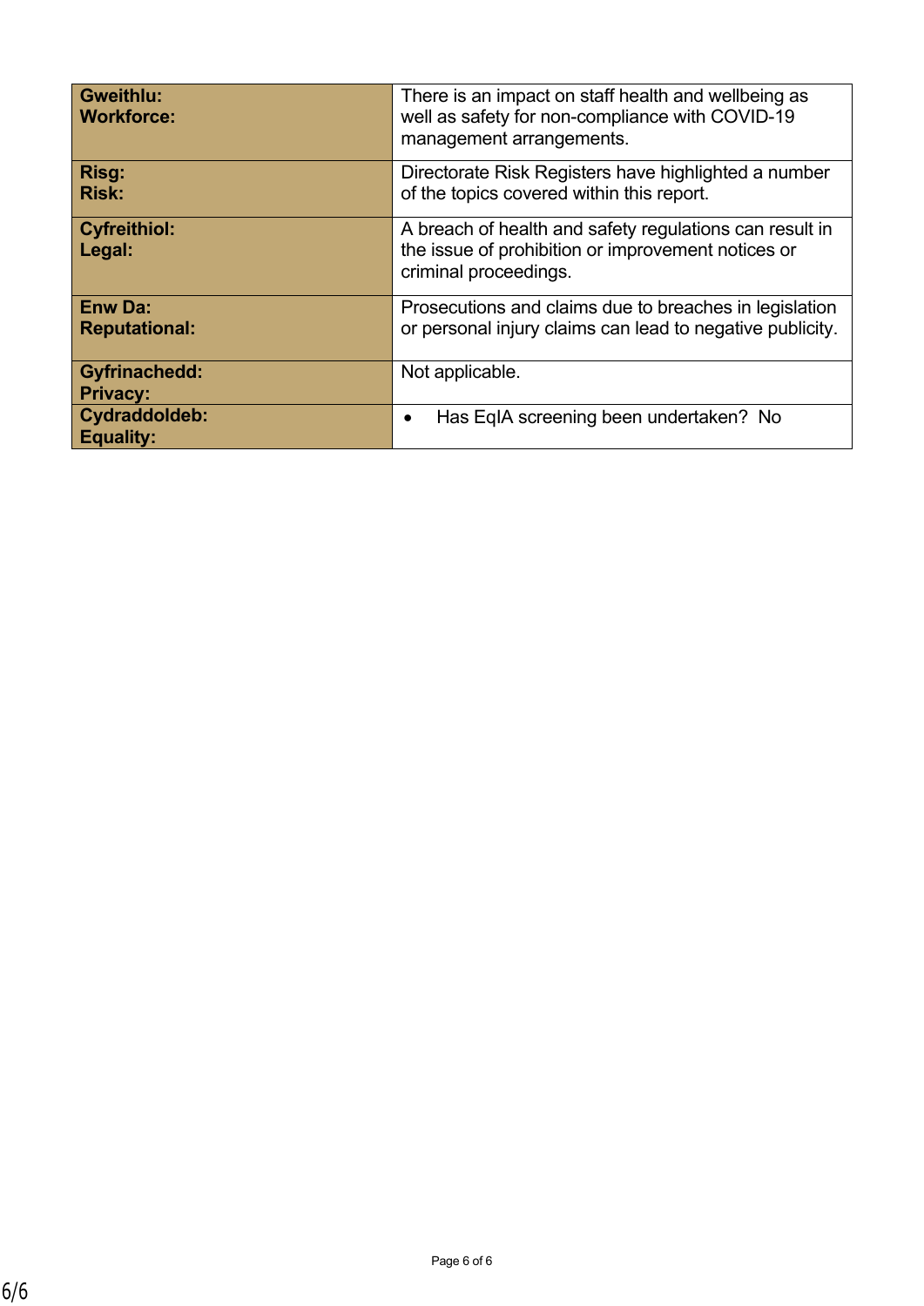| | |
|---|---|
| **Gweithlu:**<br>**Workforce:** | There is an impact on staff health and wellbeing as well as safety for non-compliance with COVID-19 management arrangements. |
| **Risg:**<br>**Risk:** | Directorate Risk Registers have highlighted a number of the topics covered within this report. |
| **Cyfreithiol:**<br>**Legal:** | A breach of health and safety regulations can result in the issue of prohibition or improvement notices or criminal proceedings. |
| **Enw Da:**<br>**Reputational:** | Prosecutions and claims due to breaches in legislation or personal injury claims can lead to negative publicity. |
| **Gyfrinachedd:**<br>**Privacy:** | Not applicable. |
| **Cydraddoldeb:**<br>**Equality:** | • Has EqIA screening been undertaken? No |